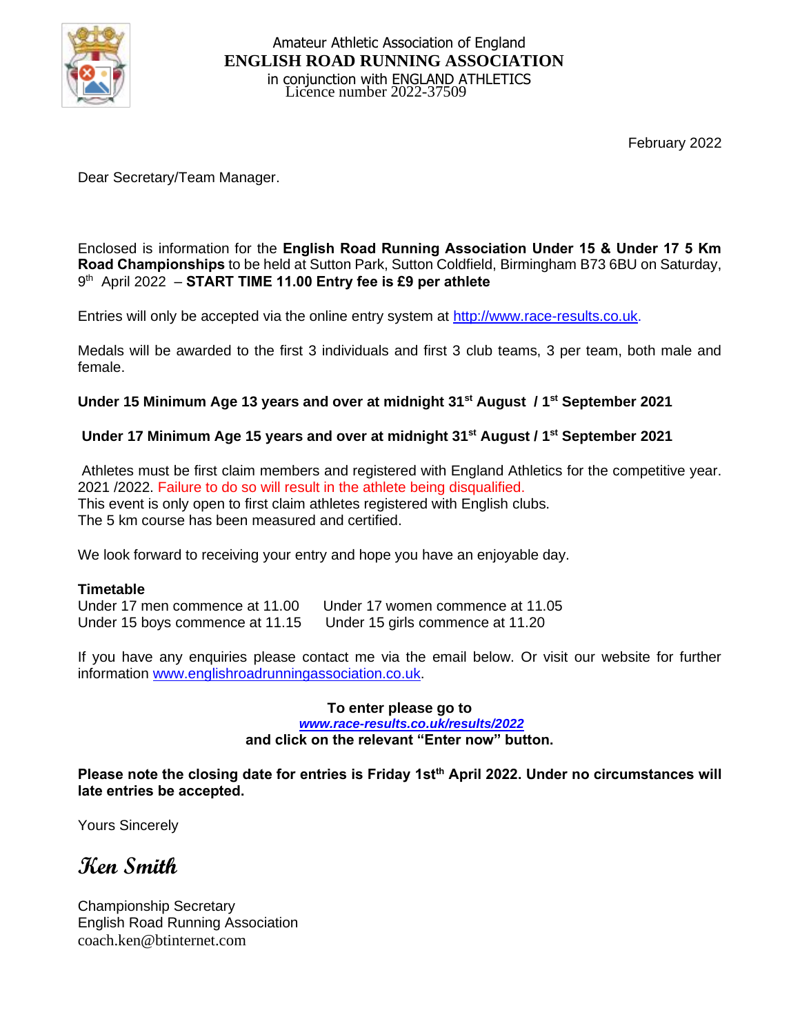Amateur Athletic Association of England

**ENGLISH ROAD RUNNING ASSOCIATION**

in conjunction with ENGLAND ATHLETICS

Licence number 2022-37509

February 2022

Dear Secretary/Team Manager.

Enclosed is information for the **English Road Running Association Under 15 & Under 17 5 Km Road Championships** to be held at Sutton Park, Sutton Coldfield, Birmingham B73 6BU on Saturday, 9th April 2022 – **START TIME 11.00 Entry fee is £9 per athlete**

Entries will only be accepted via the online entry system at http://www.race-results.co.uk.

Medals will be awarded to the first 3 individuals and first 3 club teams, 3 per team, both male and female.

**Under 15 Minimum Age 13 years and over at midnight 31st August / 1st September 2021**

**Under 17 Minimum Age 15 years and over at midnight 31st August / 1st September 2021**

Athletes must be first claim members and registered with England Athletics for the competitive year. 2021 /2022. Failure to do so will result in the athlete being disqualified.
This event is only open to first claim athletes registered with English clubs.
The 5 km course has been measured and certified.

We look forward to receiving your entry and hope you have an enjoyable day.

**Timetable**

Under 17 men commence at 11.00 Under 17 women commence at 11.05
Under 15 boys commence at 11.15 Under 15 girls commence at 11.20

If you have any enquiries please contact me via the email below. Or visit our website for further information www.englishroadrunningassociation.co.uk.

**To enter please go to**
***www.race-results.co.uk/results/2022***
**and click on the relevant "Enter now" button.**

**Please note the closing date for entries is Friday 1st th April 2022. Under no circumstances will late entries be accepted.**

Yours Sincerely

*Ken Smith*

Championship Secretary
English Road Running Association
coach.ken@btinternet.com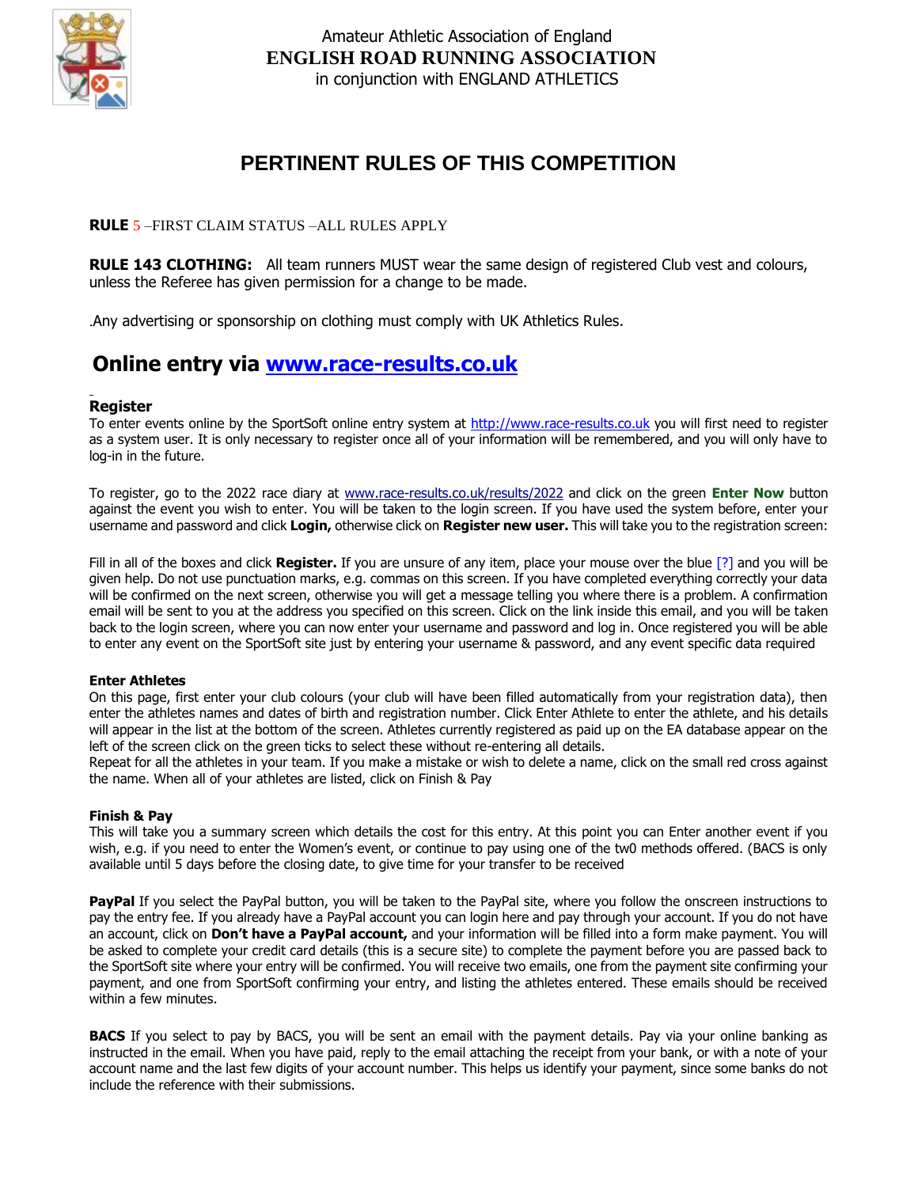Amateur Athletic Association of England

**ENGLISH ROAD RUNNING ASSOCIATION**

in conjunction with ENGLAND ATHLETICS

# PERTINENT RULES OF THIS COMPETITION

**RULE** 5 –FIRST CLAIM STATUS –ALL RULES APPLY

**RULE 143 CLOTHING:** All team runners MUST wear the same design of registered Club vest and colours, unless the Referee has given permission for a change to be made.

.Any advertising or sponsorship on clothing must comply with UK Athletics Rules.

## Online entry via [www.race-results.co.uk](http://www.race-results.co.uk)

### Register

To enter events online by the SportSoft online entry system at http://www.race-results.co.uk you will first need to register as a system user. It is only necessary to register once all of your information will be remembered, and you will only have to log-in in the future.

To register, go to the 2022 race diary at www.race-results.co.uk/results/2022 and click on the green **Enter Now** button against the event you wish to enter. You will be taken to the login screen. If you have used the system before, enter your username and password and click **Login,** otherwise click on **Register new user.** This will take you to the registration screen:

Fill in all of the boxes and click **Register.** If you are unsure of any item, place your mouse over the blue [?] and you will be given help. Do not use punctuation marks, e.g. commas on this screen. If you have completed everything correctly your data will be confirmed on the next screen, otherwise you will get a message telling you where there is a problem. A confirmation email will be sent to you at the address you specified on this screen. Click on the link inside this email, and you will be taken back to the login screen, where you can now enter your username and password and log in. Once registered you will be able to enter any event on the SportSoft site just by entering your username & password, and any event specific data required

**Enter Athletes**

On this page, first enter your club colours (your club will have been filled automatically from your registration data), then enter the athletes names and dates of birth and registration number. Click Enter Athlete to enter the athlete, and his details will appear in the list at the bottom of the screen. Athletes currently registered as paid up on the EA database appear on the left of the screen click on the green ticks to select these without re-entering all details.

Repeat for all the athletes in your team. If you make a mistake or wish to delete a name, click on the small red cross against the name. When all of your athletes are listed, click on Finish & Pay

**Finish & Pay**

This will take you a summary screen which details the cost for this entry. At this point you can Enter another event if you wish, e.g. if you need to enter the Women's event, or continue to pay using one of the tw0 methods offered. (BACS is only available until 5 days before the closing date, to give time for your transfer to be received

**PayPal** If you select the PayPal button, you will be taken to the PayPal site, where you follow the onscreen instructions to pay the entry fee. If you already have a PayPal account you can login here and pay through your account. If you do not have an account, click on **Don't have a PayPal account,** and your information will be filled into a form make payment. You will be asked to complete your credit card details (this is a secure site) to complete the payment before you are passed back to the SportSoft site where your entry will be confirmed. You will receive two emails, one from the payment site confirming your payment, and one from SportSoft confirming your entry, and listing the athletes entered. These emails should be received within a few minutes.

**BACS** If you select to pay by BACS, you will be sent an email with the payment details. Pay via your online banking as instructed in the email. When you have paid, reply to the email attaching the receipt from your bank, or with a note of your account name and the last few digits of your account number. This helps us identify your payment, since some banks do not include the reference with their submissions.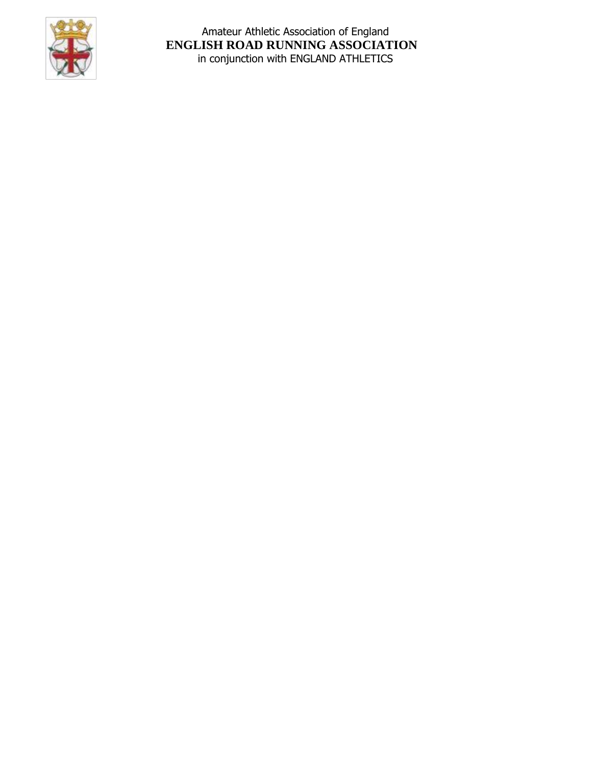Amateur Athletic Association of England

**ENGLISH ROAD RUNNING ASSOCIATION**

in conjunction with ENGLAND ATHLETICS